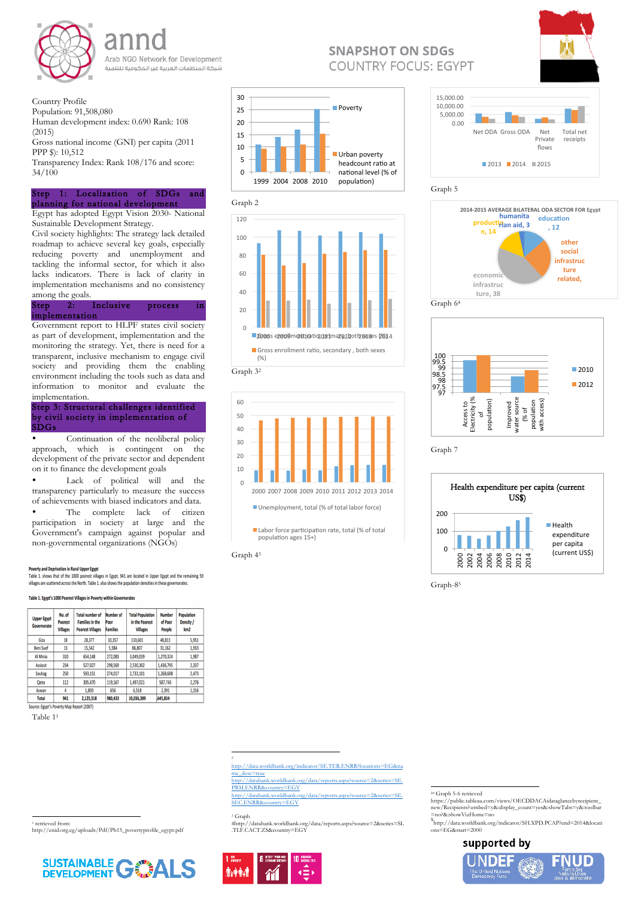# SNAPSHOT ON SDGs

## COUNTRY FOCUS: EGYPT

annd — Arab NGO Network for Development — شبكة المنظمات العربية غير الحكومية للتنمية

Country Profile
Population: 91,508,080
Human development index: 0.690 Rank: 108 (2015)
Gross national income (GNI) per capita (2011 PPP $): 10,512
Transparency Index: Rank 108/176 and score: 34/100

### Step 1: Localization of SDGs and planning for national development

Egypt has adopted Egypt Vision 2030- National Sustainable Development Strategy.

Civil society highlights: The strategy lack detailed roadmap to achieve several key goals, especially reducing poverty and unemployment and tackling the informal sector, for which it also lacks indicators. There is lack of clarity in implementation mechanisms and no consistency among the goals.

### Step 2: Inclusive process in implementation

Government report to HLPF states civil society as part of development, implementation and the monitoring the strategy. Yet, there is need for a transparent, inclusive mechanism to engage civil society and providing them the enabling environment including the tools such as data and information to monitor and evaluate the implementation.

### Step 3: Structural challenges identified by civil society in implementation of SDGs

- Continuation of the neoliberal policy approach, which is contingent on the development of the private sector and dependent on it to finance the development goals
- Lack of political will and the transparency particularly to measure the success of achievements with biased indicators and data.
- The complete lack of citizen participation in society at large and the Government's campaign against popular and non-governmental organizations (NGOs)

**Poverty and Deprivation in Rural Upper Egypt**

Table 1. shows that of the 1000 poorest villages in Egypt, 941 are located in Upper Egypt and the remaining 59 villages are scattered across the North. Table 1. also shows the population densities in these governorates.

**Table 1. Egypt's 1000 Poorest Villages in Poverty within Governorates**

| Upper Egypt Governorate | No. of Poorest Villages | Total number of Families in the Poorest Villages | Number of Poor Families | Total Population in the Poorest Villages | Number of Poor People | Population Density / km2 |
|---|---|---|---|---|---|---|
| Giza | 18 | 28,377 | 10,357 | 133,601 | 48,811 | 5,951 |
| Beni Suef | 13 | 15,542 | 5,584 | 86,807 | 31,162 | 1,933 |
| Al Minia | 310 | 654,148 | 272,083 | 3,049,039 | 1,270,324 | 1,987 |
| Assiout | 234 | 527,027 | 298,569 | 2,530,302 | 1,436,795 | 2,337 |
| Souhag | 250 | 593,151 | 274,017 | 2,733,101 | 1,268,608 | 2,473 |
| Qena | 112 | 305,470 | 119,167 | 1,497,021 | 587,743 | 2,276 |
| Aswan | 4 | 1,803 | 656 | 6,518 | 2,391 | 1,316 |
| Total | 941 | 2,125,518 | 980,433 | 10,036,389 | 645,834 | |

Source: Egypt's Poverty Map Report (2007)

Table 1[1]

Graph 2 (Poverty; Urban poverty headcount ratio at national level (% of population); 1999, 2004, 2008, 2010)

Graph 3[2] (Gross enrollment ratio, secondary, both sexes (%); 2009–2014)

Graph 4[3] (Unemployment, total (% of total labor force); Labor force participation rate, total (% of total population ages 15+); 2000–2014)

Graph 5 (Net ODA, Gross ODA, Net Private flows, Total net receipts; 2013, 2014, 2015)

Graph 6[4] (2014-2015 AVERAGE BILATERAL ODA SECTOR FOR Egypt: humanitarian aid, 3; education, 12; production, 14; other social infrastructure related; economic infrastructure, 38)

Graph 7 (Access to Electricity (% of population); Improved water source (% of population with access); 2010, 2012)

Graph-8[5] (Health expenditure per capita (current US$); 2000–2014)

---

[1] retrieved from: http://enid.org.eg/uploads/Pdf/Pb15_povertyprofile_egypt.pdf

[2] http://data.worldbank.org/indicator/SE.TER.ENRR?locations=EG&name_desc=true
http://databank.worldbank.org/data/reports.aspx?source=2&series=SE.PRM.ENRR&country=EGY
http://databank.worldbank.org/data/reports.aspx?source=2&series=SE.SEC.ENRR&country=EGY

[3] Graph 4http://databank.worldbank.org/data/reports.aspx?source=2&series=SL.TLF.CACT.ZS&country=EGY

[4] Graph 5-6 retrieved https://public.tableau.com/views/OECDDACAidataglancebyrecipient_new/Recipients?:embed=y&:display_count=yes&:showTabs=y&:toolbar=no?&:showVizHome=no

[5] http://data.worldbank.org/indicator/SH.XPD.PCAP?end=2014&locations=EG&start=2000

SUSTAINABLE DEVELOPMENT GOALS

supported by UNDEF The United Nations Democracy Fund — FNUD Fonds des Nations Unies pour la démocratie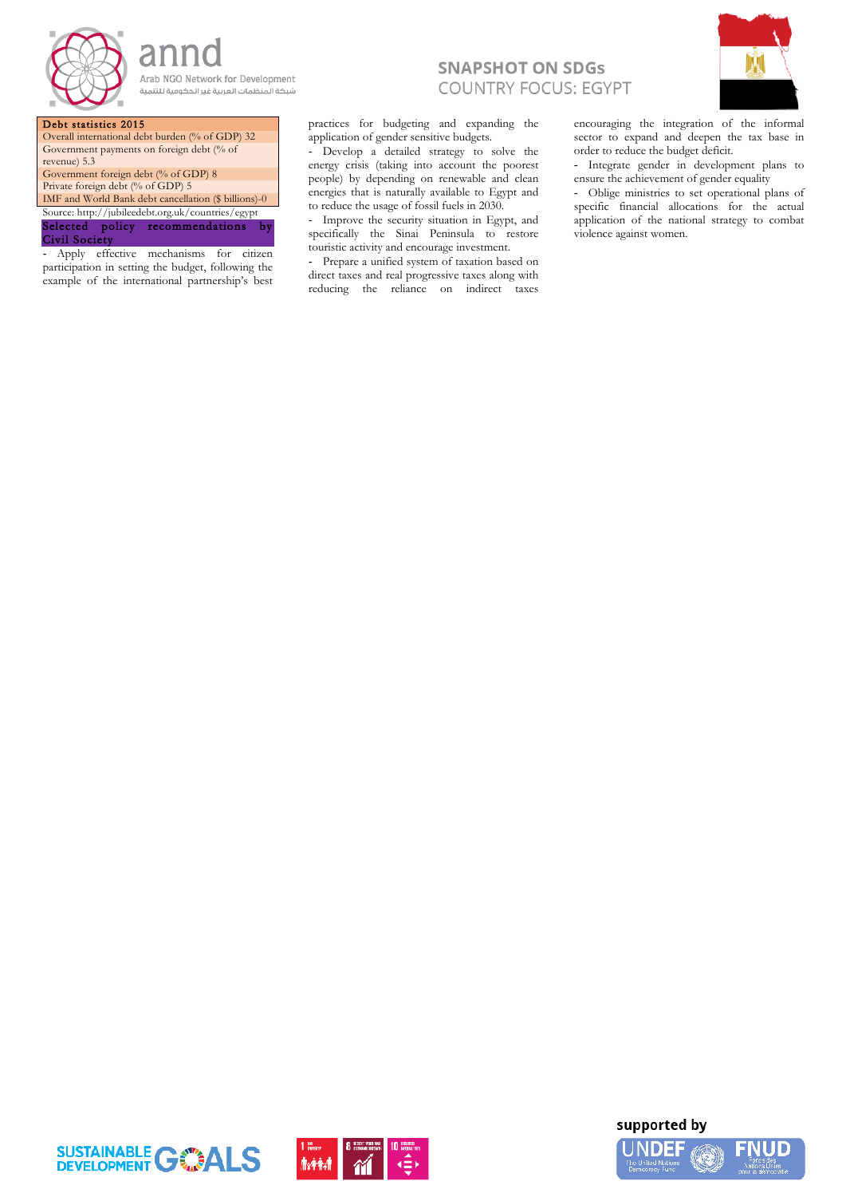| Debt statistics 2015 |
|---|
| Overall international debt burden (% of GDP) 32 |
| Government payments on foreign debt (% of revenue) 5.3 |
| Government foreign debt (% of GDP) 8 |
| Private foreign debt (% of GDP) 5 |
| IMF and World Bank debt cancellation ($ billions)-0 |

Source: http://jubileedebt.org.uk/countries/egypt

## Selected policy recommendations by Civil Society

- Apply effective mechanisms for citizen participation in setting the budget, following the example of the international partnership's best practices for budgeting and expanding the application of gender sensitive budgets.
- Develop a detailed strategy to solve the energy crisis (taking into account the poorest people) by depending on renewable and clean energies that is naturally available to Egypt and to reduce the usage of fossil fuels in 2030.
- Improve the security situation in Egypt, and specifically the Sinai Peninsula to restore touristic activity and encourage investment.
- Prepare a unified system of taxation based on direct taxes and real progressive taxes along with reducing the reliance on indirect taxes encouraging the integration of the informal sector to expand and deepen the tax base in order to reduce the budget deficit.
- Integrate gender in development plans to ensure the achievement of gender equality
- Oblige ministries to set operational plans of specific financial allocations for the actual application of the national strategy to combat violence against women.

supported by